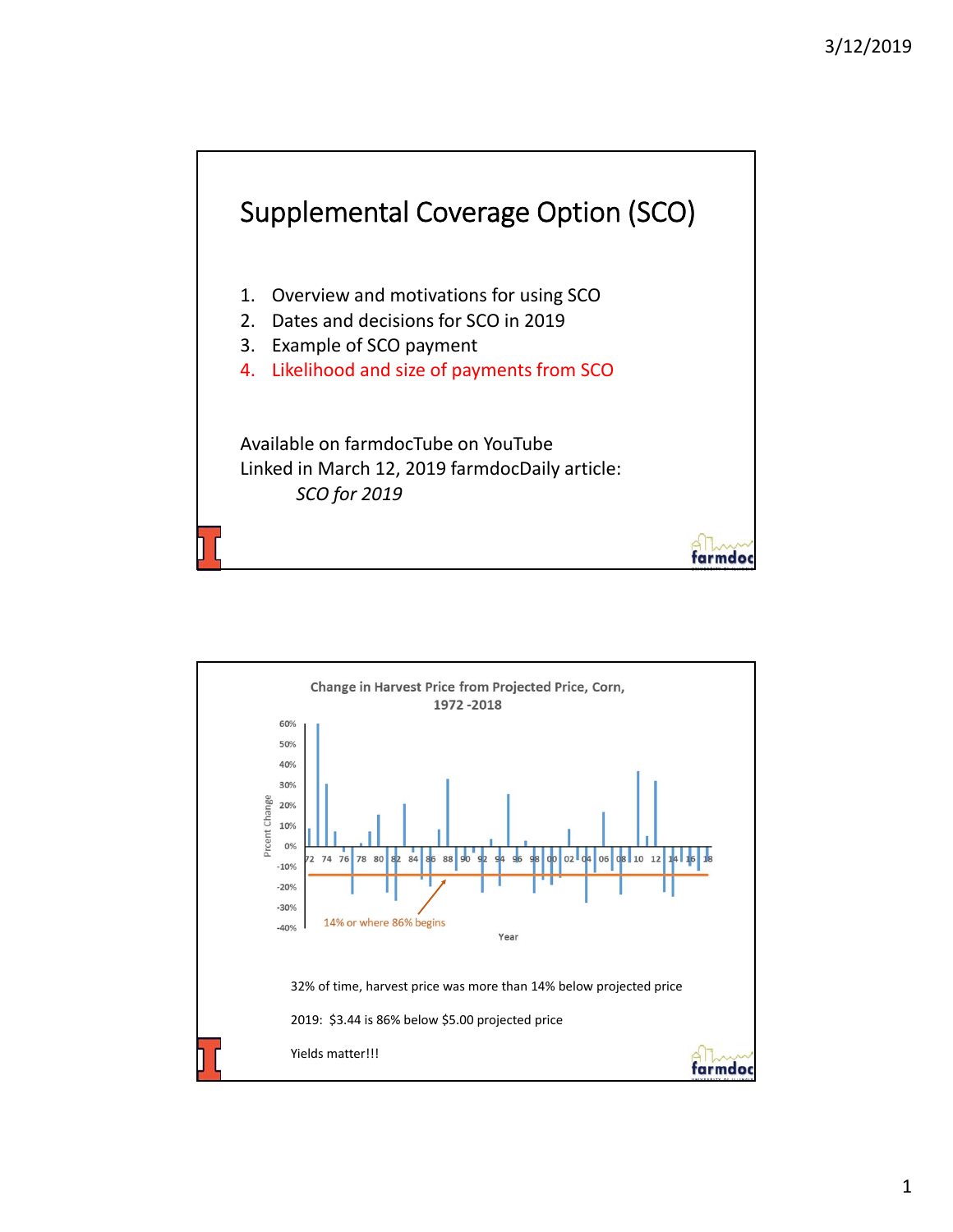# Supplemental Coverage Option (SCO)

1. Overview and motivations for using SCO
2. Dates and decisions for SCO in 2019
3. Example of SCO payment
4. Likelihood and size of payments from SCO

Available on farmdocTube on YouTube
Linked in March 12, 2019 farmdocDaily article:
*SCO for 2019*

---

**Change in Harvest Price from Projected Price, Corn, 1972 -2018**

14% or where 86% begins

32% of time, harvest price was more than 14% below projected price

2019: \$3.44 is 86% below \$5.00 projected price

Yields matter!!!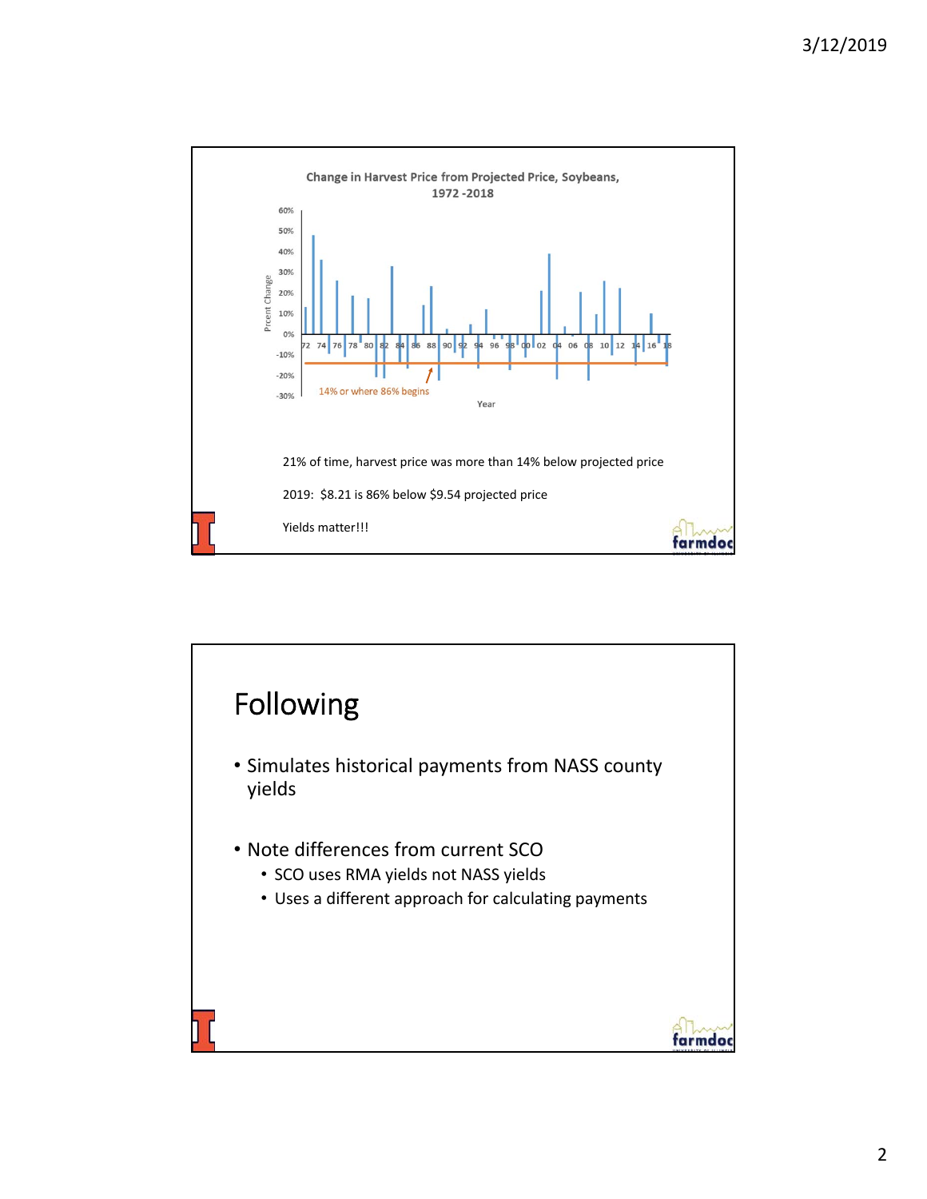Change in Harvest Price from Projected Price, Soybeans, 1972 -2018

14% or where 86% begins

21% of time, harvest price was more than 14% below projected price

2019: $8.21 is 86% below $9.54 projected price

Yields matter!!!

# Following

- Simulates historical payments from NASS county yields
- Note differences from current SCO
  - SCO uses RMA yields not NASS yields
  - Uses a different approach for calculating payments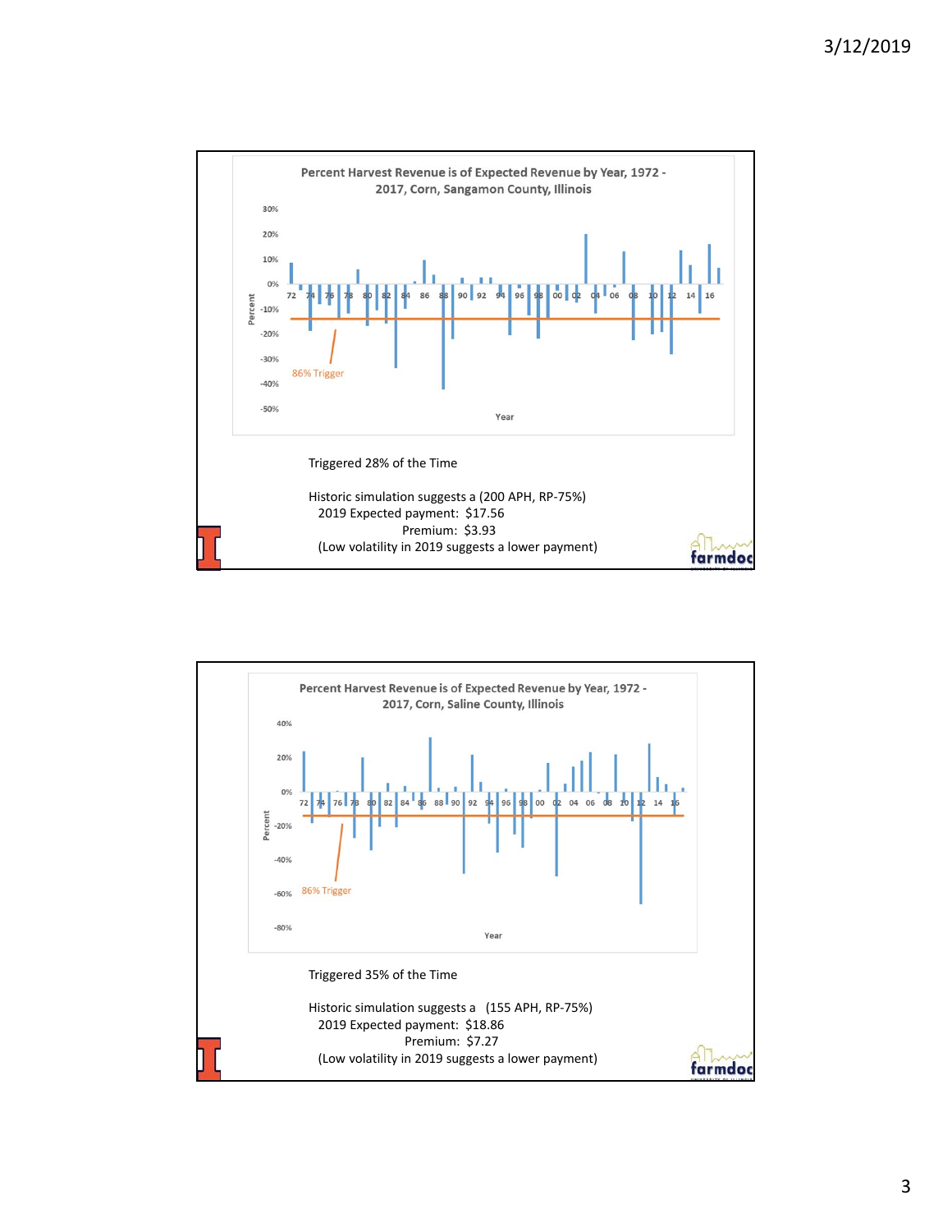## Percent Harvest Revenue is of Expected Revenue by Year, 1972 - 2017, Corn, Sangamon County, Illinois

86% Trigger

Triggered 28% of the Time

Historic simulation suggests a (200 APH, RP-75%)
2019 Expected payment: $17.56
Premium: $3.93
(Low volatility in 2019 suggests a lower payment)

## Percent Harvest Revenue is of Expected Revenue by Year, 1972 - 2017, Corn, Saline County, Illinois

86% Trigger

Triggered 35% of the Time

Historic simulation suggests a (155 APH, RP-75%)
2019 Expected payment: $18.86
Premium: $7.27
(Low volatility in 2019 suggests a lower payment)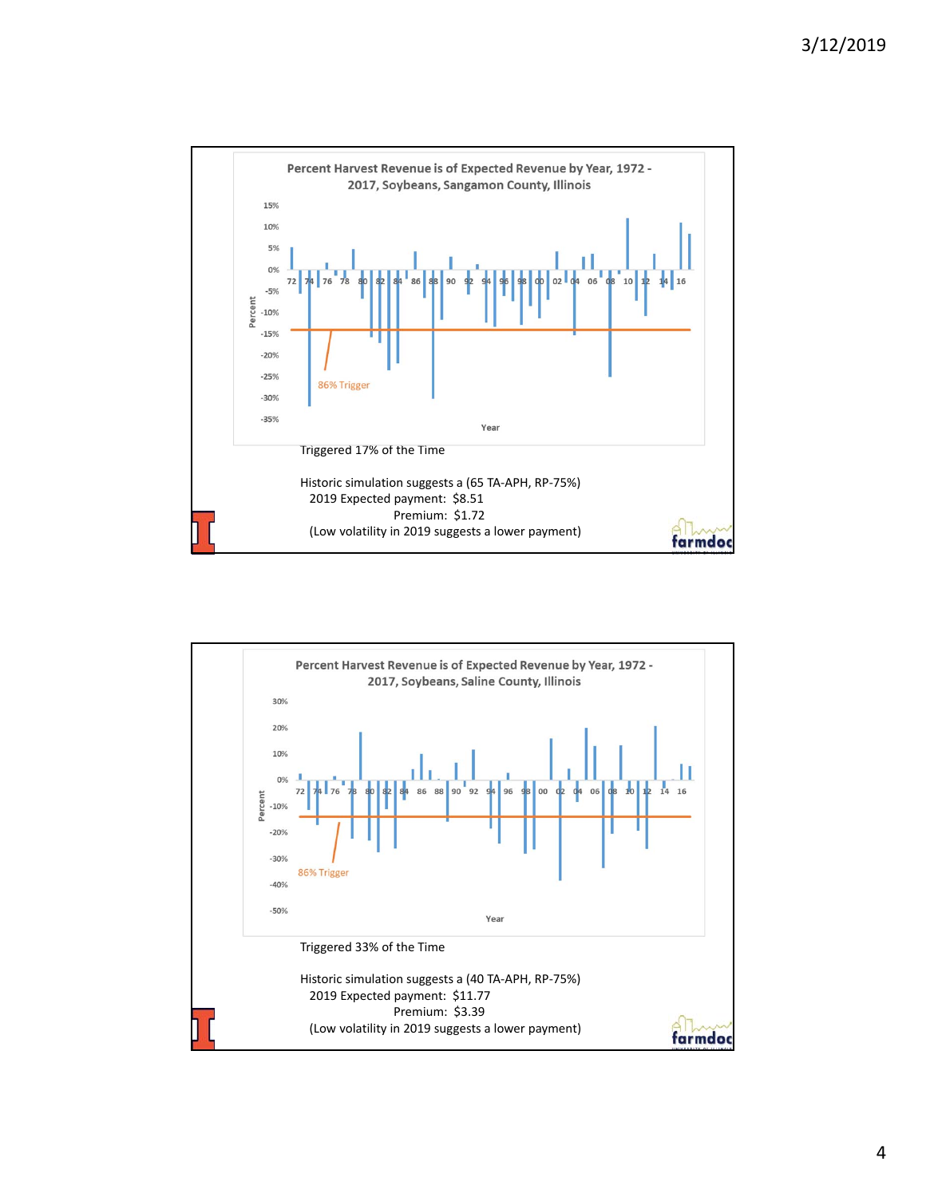**Percent Harvest Revenue is of Expected Revenue by Year, 1972 - 2017, Soybeans, Sangamon County, Illinois**

Triggered 17% of the Time

Historic simulation suggests a (65 TA-APH, RP-75%)
2019 Expected payment: $8.51
Premium: $1.72
(Low volatility in 2019 suggests a lower payment)

**Percent Harvest Revenue is of Expected Revenue by Year, 1972 - 2017, Soybeans, Saline County, Illinois**

Triggered 33% of the Time

Historic simulation suggests a (40 TA-APH, RP-75%)
2019 Expected payment: $11.77
Premium: $3.39
(Low volatility in 2019 suggests a lower payment)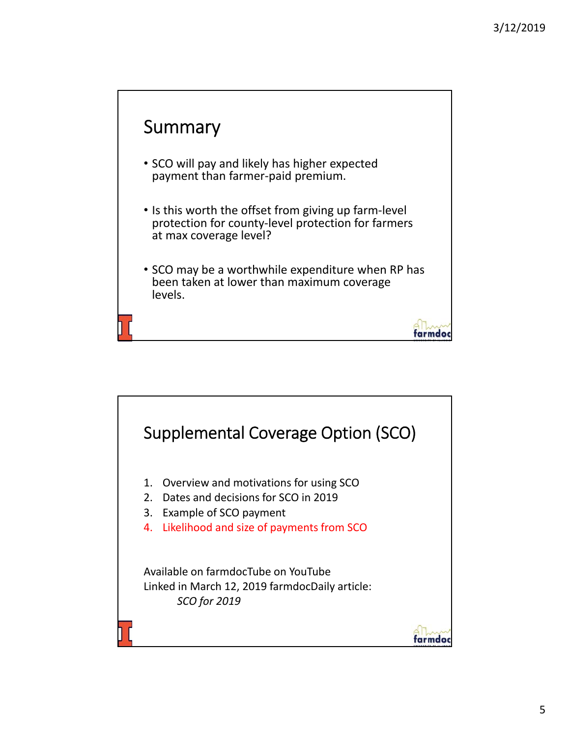## Summary

- SCO will pay and likely has higher expected payment than farmer-paid premium.
- Is this worth the offset from giving up farm-level protection for county-level protection for farmers at max coverage level?
- SCO may be a worthwhile expenditure when RP has been taken at lower than maximum coverage levels.

## Supplemental Coverage Option (SCO)

1. Overview and motivations for using SCO
2. Dates and decisions for SCO in 2019
3. Example of SCO payment
4. Likelihood and size of payments from SCO

Available on farmdocTube on YouTube
Linked in March 12, 2019 farmdocDaily article:
*SCO for 2019*